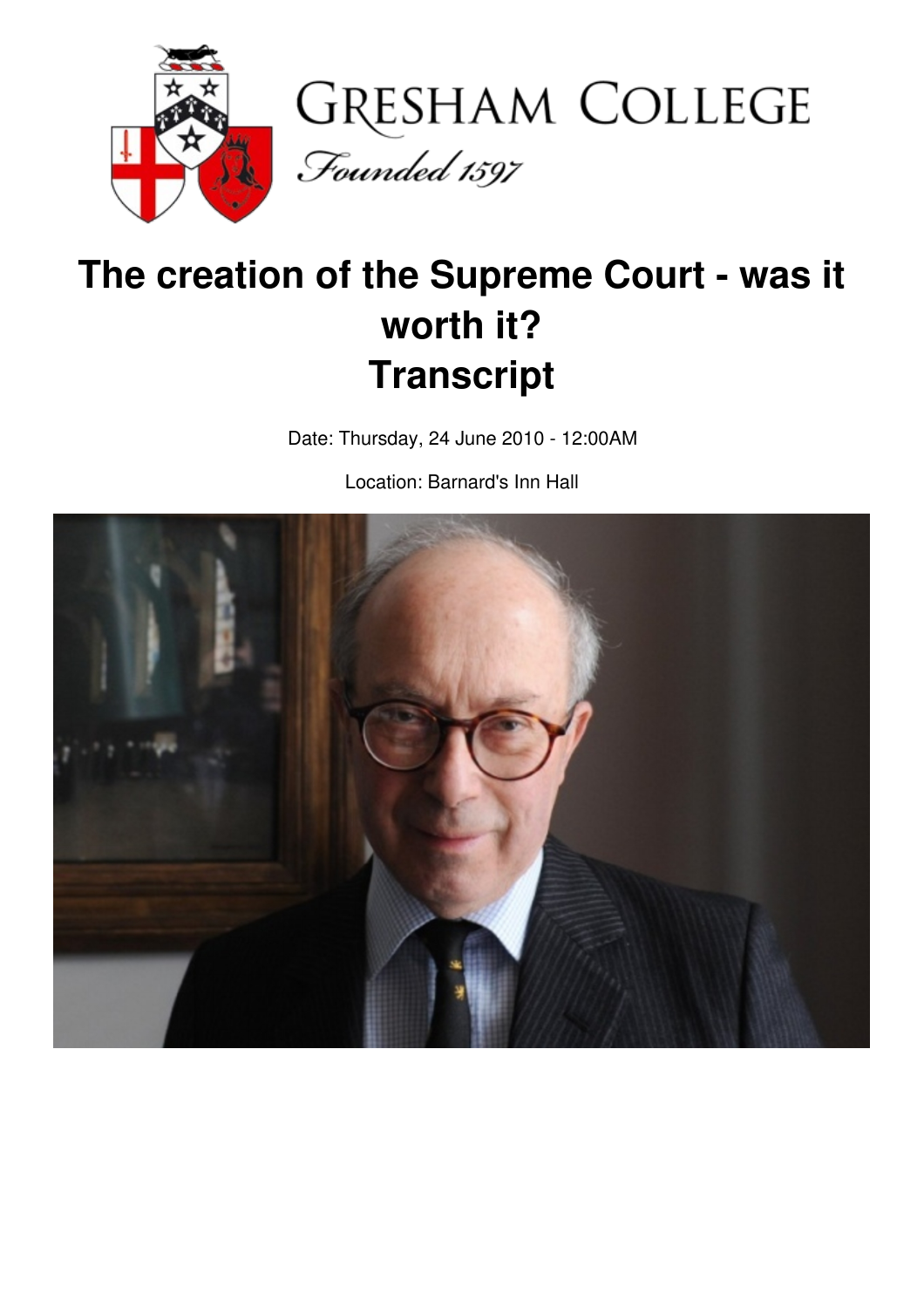# The creation of the Supreme Court - was it worth it? Transcript

Date: Thursday, 24 June 2010 - 12:00AM

Location: Barnard's Inn Hall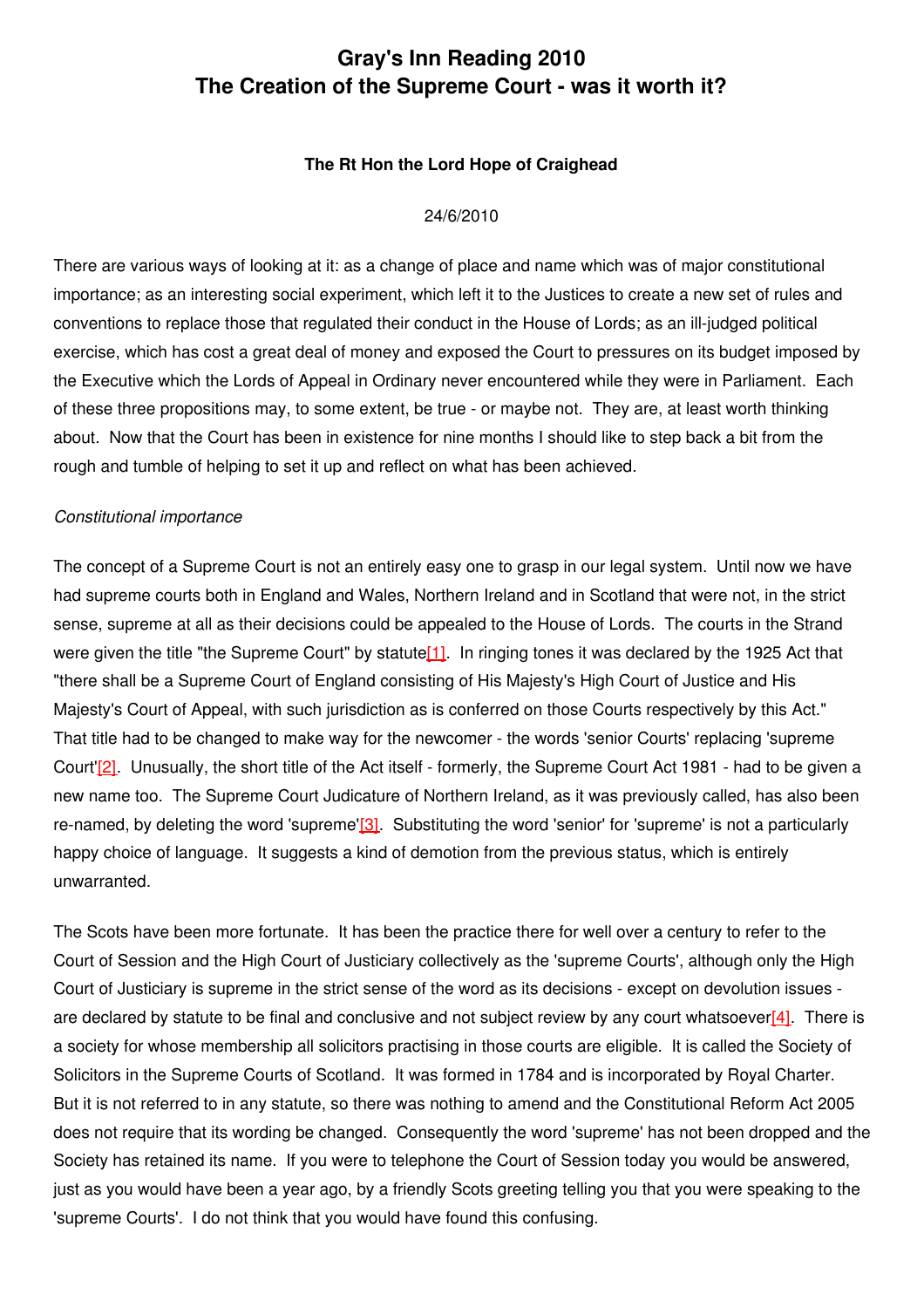# Gray's Inn Reading 2010
# The Creation of the Supreme Court - was it worth it?

**The Rt Hon the Lord Hope of Craighead**

24/6/2010

There are various ways of looking at it: as a change of place and name which was of major constitutional importance; as an interesting social experiment, which left it to the Justices to create a new set of rules and conventions to replace those that regulated their conduct in the House of Lords; as an ill-judged political exercise, which has cost a great deal of money and exposed the Court to pressures on its budget imposed by the Executive which the Lords of Appeal in Ordinary never encountered while they were in Parliament. Each of these three propositions may, to some extent, be true - or maybe not. They are, at least worth thinking about. Now that the Court has been in existence for nine months I should like to step back a bit from the rough and tumble of helping to set it up and reflect on what has been achieved.

*Constitutional importance*

The concept of a Supreme Court is not an entirely easy one to grasp in our legal system. Until now we have had supreme courts both in England and Wales, Northern Ireland and in Scotland that were not, in the strict sense, supreme at all as their decisions could be appealed to the House of Lords. The courts in the Strand were given the title "the Supreme Court" by statute[1]. In ringing tones it was declared by the 1925 Act that "there shall be a Supreme Court of England consisting of His Majesty's High Court of Justice and His Majesty's Court of Appeal, with such jurisdiction as is conferred on those Courts respectively by this Act." That title had to be changed to make way for the newcomer - the words 'senior Courts' replacing 'supreme Court'[2]. Unusually, the short title of the Act itself - formerly, the Supreme Court Act 1981 - had to be given a new name too. The Supreme Court Judicature of Northern Ireland, as it was previously called, has also been re-named, by deleting the word 'supreme'[3]. Substituting the word 'senior' for 'supreme' is not a particularly happy choice of language. It suggests a kind of demotion from the previous status, which is entirely unwarranted.

The Scots have been more fortunate. It has been the practice there for well over a century to refer to the Court of Session and the High Court of Justiciary collectively as the 'supreme Courts', although only the High Court of Justiciary is supreme in the strict sense of the word as its decisions - except on devolution issues - are declared by statute to be final and conclusive and not subject review by any court whatsoever[4]. There is a society for whose membership all solicitors practising in those courts are eligible. It is called the Society of Solicitors in the Supreme Courts of Scotland. It was formed in 1784 and is incorporated by Royal Charter. But it is not referred to in any statute, so there was nothing to amend and the Constitutional Reform Act 2005 does not require that its wording be changed. Consequently the word 'supreme' has not been dropped and the Society has retained its name. If you were to telephone the Court of Session today you would be answered, just as you would have been a year ago, by a friendly Scots greeting telling you that you were speaking to the 'supreme Courts'. I do not think that you would have found this confusing.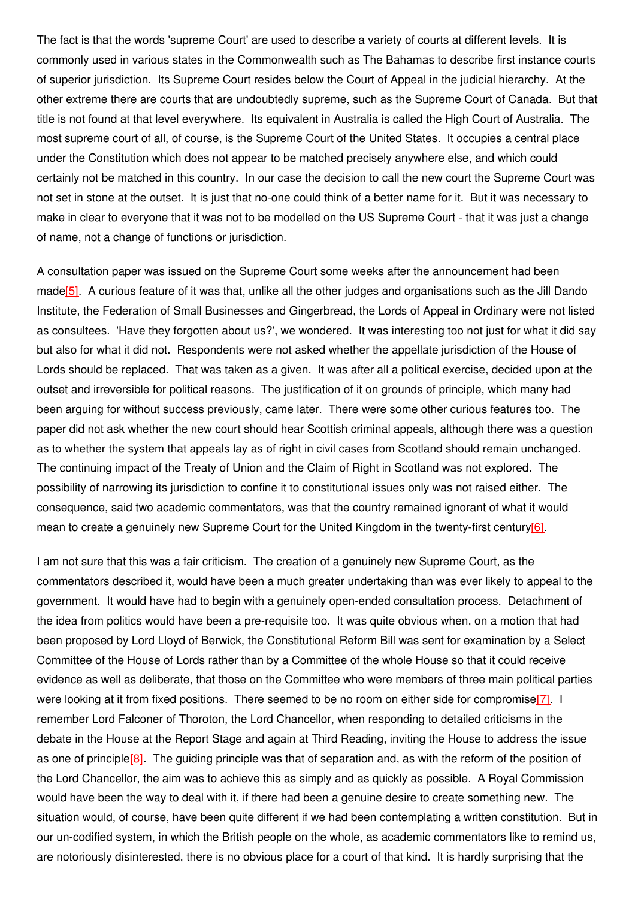The fact is that the words 'supreme Court' are used to describe a variety of courts at different levels. It is commonly used in various states in the Commonwealth such as The Bahamas to describe first instance courts of superior jurisdiction. Its Supreme Court resides below the Court of Appeal in the judicial hierarchy. At the other extreme there are courts that are undoubtedly supreme, such as the Supreme Court of Canada. But that title is not found at that level everywhere. Its equivalent in Australia is called the High Court of Australia. The most supreme court of all, of course, is the Supreme Court of the United States. It occupies a central place under the Constitution which does not appear to be matched precisely anywhere else, and which could certainly not be matched in this country. In our case the decision to call the new court the Supreme Court was not set in stone at the outset. It is just that no-one could think of a better name for it. But it was necessary to make in clear to everyone that it was not to be modelled on the US Supreme Court - that it was just a change of name, not a change of functions or jurisdiction.

A consultation paper was issued on the Supreme Court some weeks after the announcement had been made[5]. A curious feature of it was that, unlike all the other judges and organisations such as the Jill Dando Institute, the Federation of Small Businesses and Gingerbread, the Lords of Appeal in Ordinary were not listed as consultees. 'Have they forgotten about us?', we wondered. It was interesting too not just for what it did say but also for what it did not. Respondents were not asked whether the appellate jurisdiction of the House of Lords should be replaced. That was taken as a given. It was after all a political exercise, decided upon at the outset and irreversible for political reasons. The justification of it on grounds of principle, which many had been arguing for without success previously, came later. There were some other curious features too. The paper did not ask whether the new court should hear Scottish criminal appeals, although there was a question as to whether the system that appeals lay as of right in civil cases from Scotland should remain unchanged. The continuing impact of the Treaty of Union and the Claim of Right in Scotland was not explored. The possibility of narrowing its jurisdiction to confine it to constitutional issues only was not raised either. The consequence, said two academic commentators, was that the country remained ignorant of what it would mean to create a genuinely new Supreme Court for the United Kingdom in the twenty-first century[6].

I am not sure that this was a fair criticism. The creation of a genuinely new Supreme Court, as the commentators described it, would have been a much greater undertaking than was ever likely to appeal to the government. It would have had to begin with a genuinely open-ended consultation process. Detachment of the idea from politics would have been a pre-requisite too. It was quite obvious when, on a motion that had been proposed by Lord Lloyd of Berwick, the Constitutional Reform Bill was sent for examination by a Select Committee of the House of Lords rather than by a Committee of the whole House so that it could receive evidence as well as deliberate, that those on the Committee who were members of three main political parties were looking at it from fixed positions. There seemed to be no room on either side for compromise[7]. I remember Lord Falconer of Thoroton, the Lord Chancellor, when responding to detailed criticisms in the debate in the House at the Report Stage and again at Third Reading, inviting the House to address the issue as one of principle[8]. The guiding principle was that of separation and, as with the reform of the position of the Lord Chancellor, the aim was to achieve this as simply and as quickly as possible. A Royal Commission would have been the way to deal with it, if there had been a genuine desire to create something new. The situation would, of course, have been quite different if we had been contemplating a written constitution. But in our un-codified system, in which the British people on the whole, as academic commentators like to remind us, are notoriously disinterested, there is no obvious place for a court of that kind. It is hardly surprising that the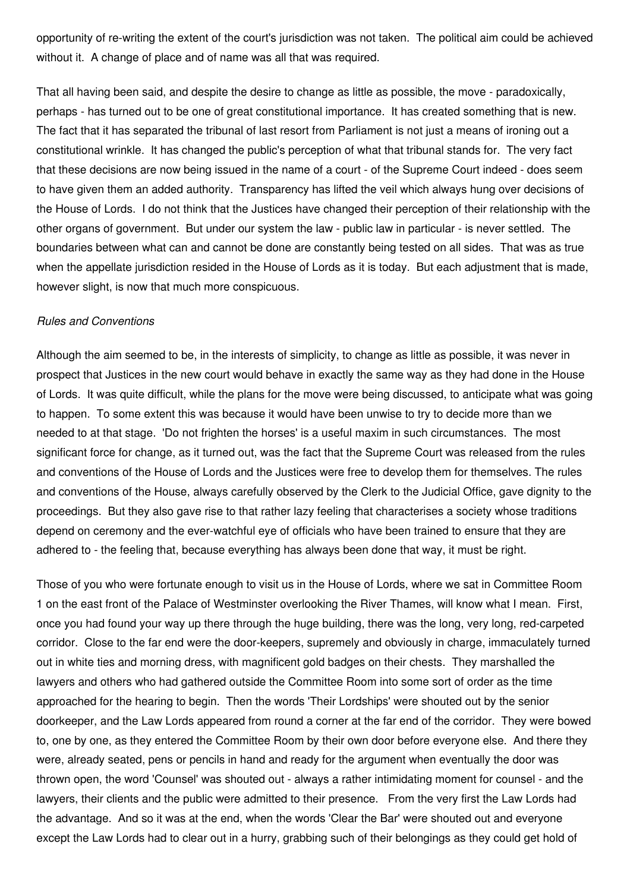opportunity of re-writing the extent of the court's jurisdiction was not taken. The political aim could be achieved without it. A change of place and of name was all that was required.

That all having been said, and despite the desire to change as little as possible, the move - paradoxically, perhaps - has turned out to be one of great constitutional importance. It has created something that is new. The fact that it has separated the tribunal of last resort from Parliament is not just a means of ironing out a constitutional wrinkle. It has changed the public's perception of what that tribunal stands for. The very fact that these decisions are now being issued in the name of a court - of the Supreme Court indeed - does seem to have given them an added authority. Transparency has lifted the veil which always hung over decisions of the House of Lords. I do not think that the Justices have changed their perception of their relationship with the other organs of government. But under our system the law - public law in particular - is never settled. The boundaries between what can and cannot be done are constantly being tested on all sides. That was as true when the appellate jurisdiction resided in the House of Lords as it is today. But each adjustment that is made, however slight, is now that much more conspicuous.

*Rules and Conventions*

Although the aim seemed to be, in the interests of simplicity, to change as little as possible, it was never in prospect that Justices in the new court would behave in exactly the same way as they had done in the House of Lords. It was quite difficult, while the plans for the move were being discussed, to anticipate what was going to happen. To some extent this was because it would have been unwise to try to decide more than we needed to at that stage. 'Do not frighten the horses' is a useful maxim in such circumstances. The most significant force for change, as it turned out, was the fact that the Supreme Court was released from the rules and conventions of the House of Lords and the Justices were free to develop them for themselves. The rules and conventions of the House, always carefully observed by the Clerk to the Judicial Office, gave dignity to the proceedings. But they also gave rise to that rather lazy feeling that characterises a society whose traditions depend on ceremony and the ever-watchful eye of officials who have been trained to ensure that they are adhered to - the feeling that, because everything has always been done that way, it must be right.

Those of you who were fortunate enough to visit us in the House of Lords, where we sat in Committee Room 1 on the east front of the Palace of Westminster overlooking the River Thames, will know what I mean. First, once you had found your way up there through the huge building, there was the long, very long, red-carpeted corridor. Close to the far end were the door-keepers, supremely and obviously in charge, immaculately turned out in white ties and morning dress, with magnificent gold badges on their chests. They marshalled the lawyers and others who had gathered outside the Committee Room into some sort of order as the time approached for the hearing to begin. Then the words 'Their Lordships' were shouted out by the senior doorkeeper, and the Law Lords appeared from round a corner at the far end of the corridor. They were bowed to, one by one, as they entered the Committee Room by their own door before everyone else. And there they were, already seated, pens or pencils in hand and ready for the argument when eventually the door was thrown open, the word 'Counsel' was shouted out - always a rather intimidating moment for counsel - and the lawyers, their clients and the public were admitted to their presence. From the very first the Law Lords had the advantage. And so it was at the end, when the words 'Clear the Bar' were shouted out and everyone except the Law Lords had to clear out in a hurry, grabbing such of their belongings as they could get hold of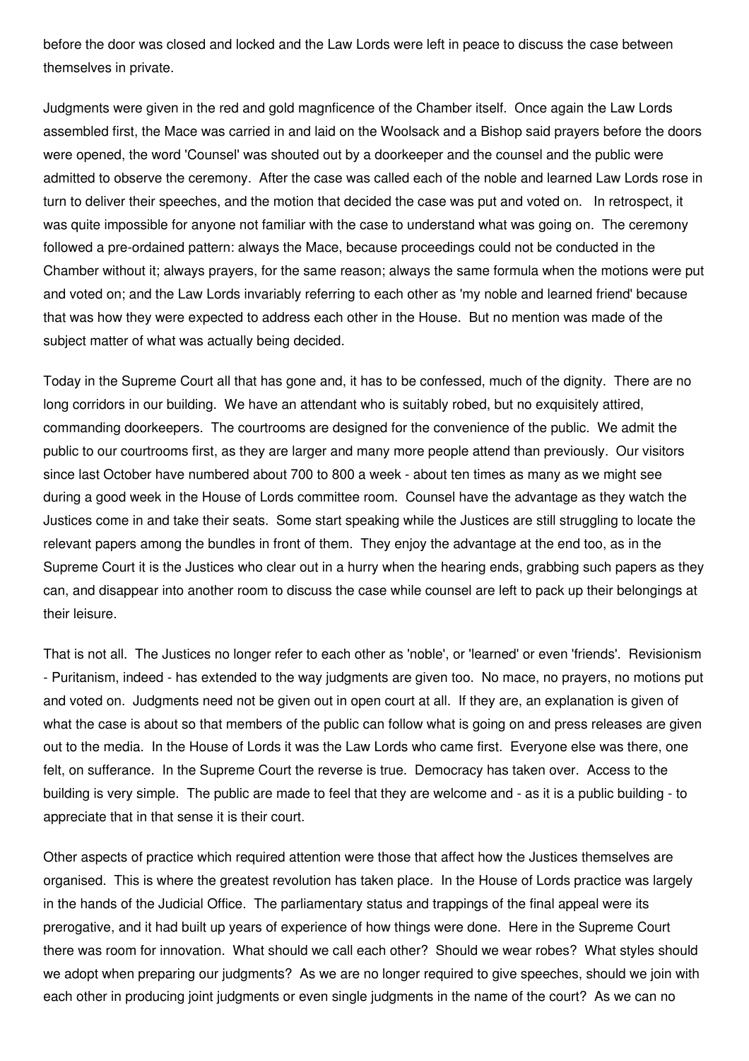before the door was closed and locked and the Law Lords were left in peace to discuss the case between themselves in private.

Judgments were given in the red and gold magnficence of the Chamber itself. Once again the Law Lords assembled first, the Mace was carried in and laid on the Woolsack and a Bishop said prayers before the doors were opened, the word 'Counsel' was shouted out by a doorkeeper and the counsel and the public were admitted to observe the ceremony. After the case was called each of the noble and learned Law Lords rose in turn to deliver their speeches, and the motion that decided the case was put and voted on. In retrospect, it was quite impossible for anyone not familiar with the case to understand what was going on. The ceremony followed a pre-ordained pattern: always the Mace, because proceedings could not be conducted in the Chamber without it; always prayers, for the same reason; always the same formula when the motions were put and voted on; and the Law Lords invariably referring to each other as 'my noble and learned friend' because that was how they were expected to address each other in the House. But no mention was made of the subject matter of what was actually being decided.

Today in the Supreme Court all that has gone and, it has to be confessed, much of the dignity. There are no long corridors in our building. We have an attendant who is suitably robed, but no exquisitely attired, commanding doorkeepers. The courtrooms are designed for the convenience of the public. We admit the public to our courtrooms first, as they are larger and many more people attend than previously. Our visitors since last October have numbered about 700 to 800 a week - about ten times as many as we might see during a good week in the House of Lords committee room. Counsel have the advantage as they watch the Justices come in and take their seats. Some start speaking while the Justices are still struggling to locate the relevant papers among the bundles in front of them. They enjoy the advantage at the end too, as in the Supreme Court it is the Justices who clear out in a hurry when the hearing ends, grabbing such papers as they can, and disappear into another room to discuss the case while counsel are left to pack up their belongings at their leisure.

That is not all. The Justices no longer refer to each other as 'noble', or 'learned' or even 'friends'. Revisionism - Puritanism, indeed - has extended to the way judgments are given too. No mace, no prayers, no motions put and voted on. Judgments need not be given out in open court at all. If they are, an explanation is given of what the case is about so that members of the public can follow what is going on and press releases are given out to the media. In the House of Lords it was the Law Lords who came first. Everyone else was there, one felt, on sufferance. In the Supreme Court the reverse is true. Democracy has taken over. Access to the building is very simple. The public are made to feel that they are welcome and - as it is a public building - to appreciate that in that sense it is their court.

Other aspects of practice which required attention were those that affect how the Justices themselves are organised. This is where the greatest revolution has taken place. In the House of Lords practice was largely in the hands of the Judicial Office. The parliamentary status and trappings of the final appeal were its prerogative, and it had built up years of experience of how things were done. Here in the Supreme Court there was room for innovation. What should we call each other? Should we wear robes? What styles should we adopt when preparing our judgments? As we are no longer required to give speeches, should we join with each other in producing joint judgments or even single judgments in the name of the court? As we can no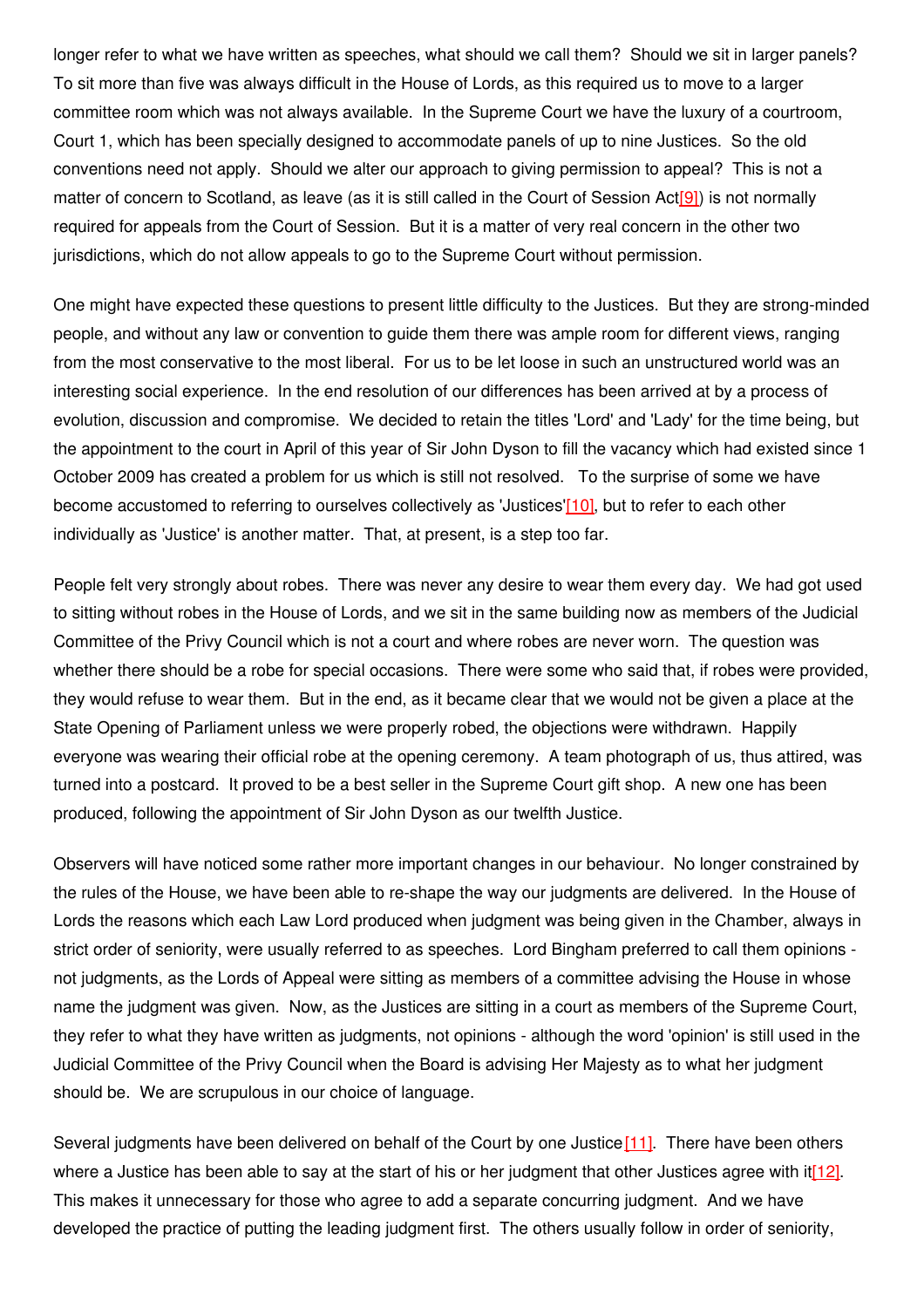longer refer to what we have written as speeches, what should we call them? Should we sit in larger panels? To sit more than five was always difficult in the House of Lords, as this required us to move to a larger committee room which was not always available. In the Supreme Court we have the luxury of a courtroom, Court 1, which has been specially designed to accommodate panels of up to nine Justices. So the old conventions need not apply. Should we alter our approach to giving permission to appeal? This is not a matter of concern to Scotland, as leave (as it is still called in the Court of Session Act[9]) is not normally required for appeals from the Court of Session. But it is a matter of very real concern in the other two jurisdictions, which do not allow appeals to go to the Supreme Court without permission.

One might have expected these questions to present little difficulty to the Justices. But they are strong-minded people, and without any law or convention to guide them there was ample room for different views, ranging from the most conservative to the most liberal. For us to be let loose in such an unstructured world was an interesting social experience. In the end resolution of our differences has been arrived at by a process of evolution, discussion and compromise. We decided to retain the titles 'Lord' and 'Lady' for the time being, but the appointment to the court in April of this year of Sir John Dyson to fill the vacancy which had existed since 1 October 2009 has created a problem for us which is still not resolved. To the surprise of some we have become accustomed to referring to ourselves collectively as 'Justices'[10], but to refer to each other individually as 'Justice' is another matter. That, at present, is a step too far.

People felt very strongly about robes. There was never any desire to wear them every day. We had got used to sitting without robes in the House of Lords, and we sit in the same building now as members of the Judicial Committee of the Privy Council which is not a court and where robes are never worn. The question was whether there should be a robe for special occasions. There were some who said that, if robes were provided, they would refuse to wear them. But in the end, as it became clear that we would not be given a place at the State Opening of Parliament unless we were properly robed, the objections were withdrawn. Happily everyone was wearing their official robe at the opening ceremony. A team photograph of us, thus attired, was turned into a postcard. It proved to be a best seller in the Supreme Court gift shop. A new one has been produced, following the appointment of Sir John Dyson as our twelfth Justice.

Observers will have noticed some rather more important changes in our behaviour. No longer constrained by the rules of the House, we have been able to re-shape the way our judgments are delivered. In the House of Lords the reasons which each Law Lord produced when judgment was being given in the Chamber, always in strict order of seniority, were usually referred to as speeches. Lord Bingham preferred to call them opinions - not judgments, as the Lords of Appeal were sitting as members of a committee advising the House in whose name the judgment was given. Now, as the Justices are sitting in a court as members of the Supreme Court, they refer to what they have written as judgments, not opinions - although the word 'opinion' is still used in the Judicial Committee of the Privy Council when the Board is advising Her Majesty as to what her judgment should be. We are scrupulous in our choice of language.

Several judgments have been delivered on behalf of the Court by one Justice[11]. There have been others where a Justice has been able to say at the start of his or her judgment that other Justices agree with it[12]. This makes it unnecessary for those who agree to add a separate concurring judgment. And we have developed the practice of putting the leading judgment first. The others usually follow in order of seniority,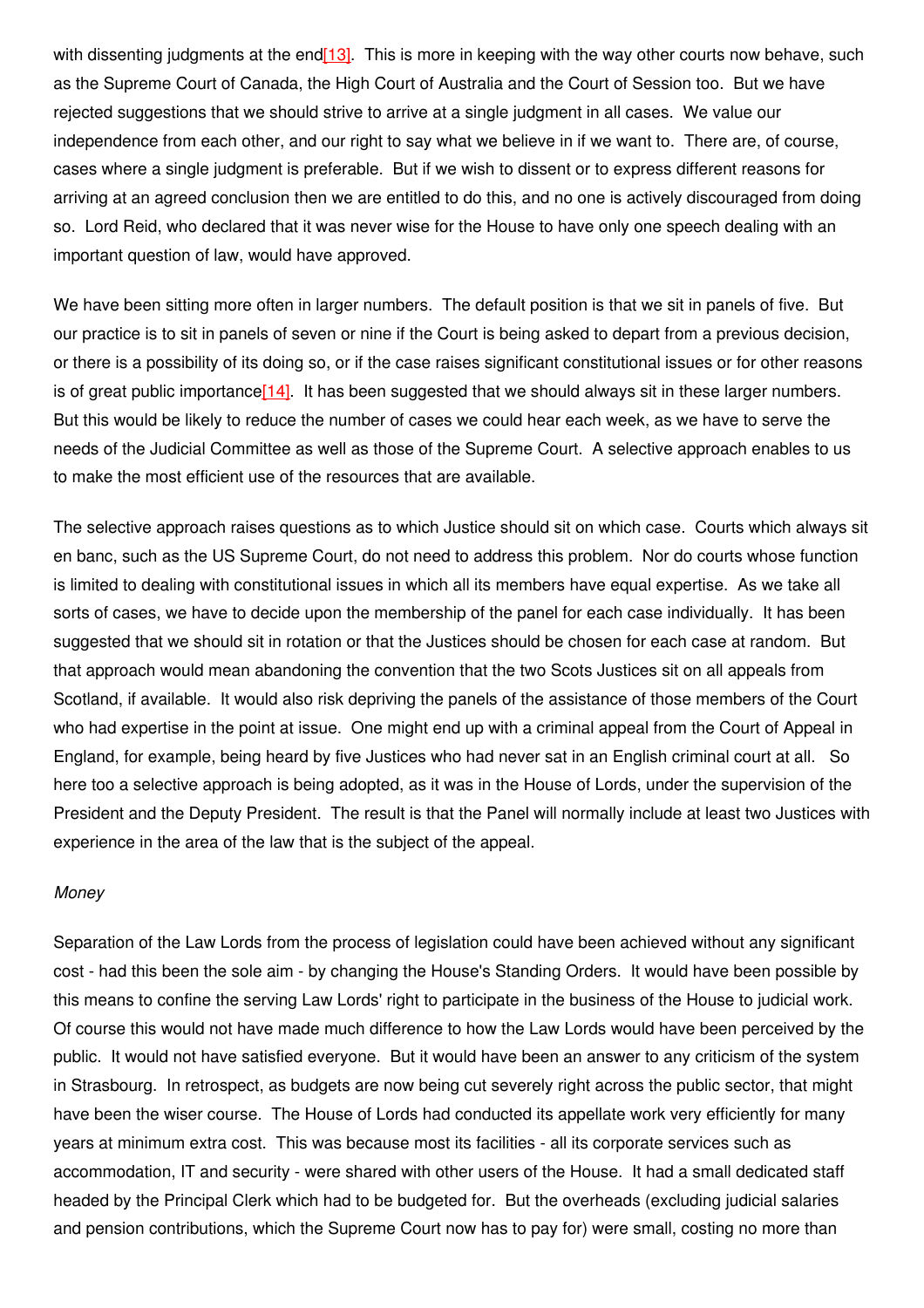with dissenting judgments at the end[13]. This is more in keeping with the way other courts now behave, such as the Supreme Court of Canada, the High Court of Australia and the Court of Session too. But we have rejected suggestions that we should strive to arrive at a single judgment in all cases. We value our independence from each other, and our right to say what we believe in if we want to. There are, of course, cases where a single judgment is preferable. But if we wish to dissent or to express different reasons for arriving at an agreed conclusion then we are entitled to do this, and no one is actively discouraged from doing so. Lord Reid, who declared that it was never wise for the House to have only one speech dealing with an important question of law, would have approved.

We have been sitting more often in larger numbers. The default position is that we sit in panels of five. But our practice is to sit in panels of seven or nine if the Court is being asked to depart from a previous decision, or there is a possibility of its doing so, or if the case raises significant constitutional issues or for other reasons is of great public importance[14]. It has been suggested that we should always sit in these larger numbers. But this would be likely to reduce the number of cases we could hear each week, as we have to serve the needs of the Judicial Committee as well as those of the Supreme Court. A selective approach enables to us to make the most efficient use of the resources that are available.

The selective approach raises questions as to which Justice should sit on which case. Courts which always sit en banc, such as the US Supreme Court, do not need to address this problem. Nor do courts whose function is limited to dealing with constitutional issues in which all its members have equal expertise. As we take all sorts of cases, we have to decide upon the membership of the panel for each case individually. It has been suggested that we should sit in rotation or that the Justices should be chosen for each case at random. But that approach would mean abandoning the convention that the two Scots Justices sit on all appeals from Scotland, if available. It would also risk depriving the panels of the assistance of those members of the Court who had expertise in the point at issue. One might end up with a criminal appeal from the Court of Appeal in England, for example, being heard by five Justices who had never sat in an English criminal court at all. So here too a selective approach is being adopted, as it was in the House of Lords, under the supervision of the President and the Deputy President. The result is that the Panel will normally include at least two Justices with experience in the area of the law that is the subject of the appeal.

*Money*

Separation of the Law Lords from the process of legislation could have been achieved without any significant cost - had this been the sole aim - by changing the House's Standing Orders. It would have been possible by this means to confine the serving Law Lords' right to participate in the business of the House to judicial work. Of course this would not have made much difference to how the Law Lords would have been perceived by the public. It would not have satisfied everyone. But it would have been an answer to any criticism of the system in Strasbourg. In retrospect, as budgets are now being cut severely right across the public sector, that might have been the wiser course. The House of Lords had conducted its appellate work very efficiently for many years at minimum extra cost. This was because most its facilities - all its corporate services such as accommodation, IT and security - were shared with other users of the House. It had a small dedicated staff headed by the Principal Clerk which had to be budgeted for. But the overheads (excluding judicial salaries and pension contributions, which the Supreme Court now has to pay for) were small, costing no more than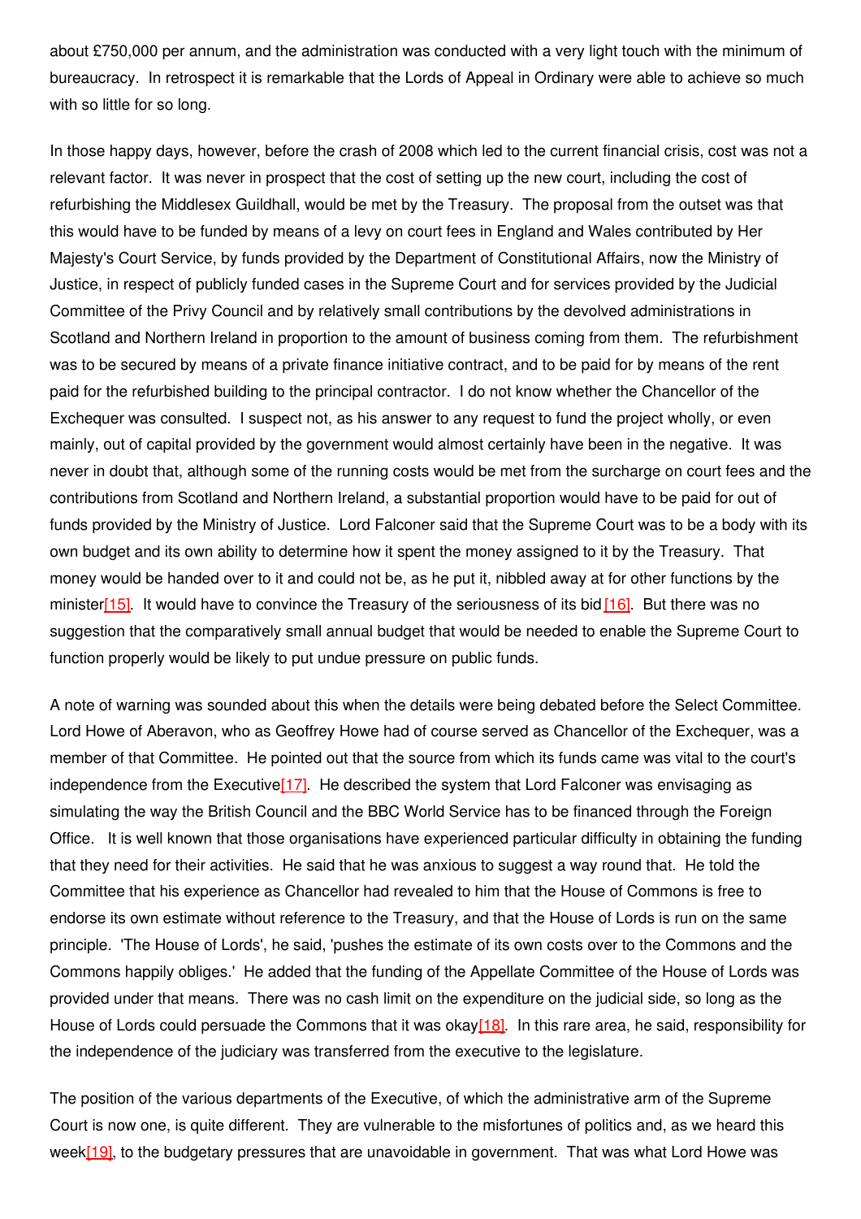about £750,000 per annum, and the administration was conducted with a very light touch with the minimum of bureaucracy. In retrospect it is remarkable that the Lords of Appeal in Ordinary were able to achieve so much with so little for so long.

In those happy days, however, before the crash of 2008 which led to the current financial crisis, cost was not a relevant factor. It was never in prospect that the cost of setting up the new court, including the cost of refurbishing the Middlesex Guildhall, would be met by the Treasury. The proposal from the outset was that this would have to be funded by means of a levy on court fees in England and Wales contributed by Her Majesty's Court Service, by funds provided by the Department of Constitutional Affairs, now the Ministry of Justice, in respect of publicly funded cases in the Supreme Court and for services provided by the Judicial Committee of the Privy Council and by relatively small contributions by the devolved administrations in Scotland and Northern Ireland in proportion to the amount of business coming from them. The refurbishment was to be secured by means of a private finance initiative contract, and to be paid for by means of the rent paid for the refurbished building to the principal contractor. I do not know whether the Chancellor of the Exchequer was consulted. I suspect not, as his answer to any request to fund the project wholly, or even mainly, out of capital provided by the government would almost certainly have been in the negative. It was never in doubt that, although some of the running costs would be met from the surcharge on court fees and the contributions from Scotland and Northern Ireland, a substantial proportion would have to be paid for out of funds provided by the Ministry of Justice. Lord Falconer said that the Supreme Court was to be a body with its own budget and its own ability to determine how it spent the money assigned to it by the Treasury. That money would be handed over to it and could not be, as he put it, nibbled away at for other functions by the minister[15]. It would have to convince the Treasury of the seriousness of its bid[16]. But there was no suggestion that the comparatively small annual budget that would be needed to enable the Supreme Court to function properly would be likely to put undue pressure on public funds.

A note of warning was sounded about this when the details were being debated before the Select Committee. Lord Howe of Aberavon, who as Geoffrey Howe had of course served as Chancellor of the Exchequer, was a member of that Committee. He pointed out that the source from which its funds came was vital to the court's independence from the Executive[17]. He described the system that Lord Falconer was envisaging as simulating the way the British Council and the BBC World Service has to be financed through the Foreign Office. It is well known that those organisations have experienced particular difficulty in obtaining the funding that they need for their activities. He said that he was anxious to suggest a way round that. He told the Committee that his experience as Chancellor had revealed to him that the House of Commons is free to endorse its own estimate without reference to the Treasury, and that the House of Lords is run on the same principle. 'The House of Lords', he said, 'pushes the estimate of its own costs over to the Commons and the Commons happily obliges.' He added that the funding of the Appellate Committee of the House of Lords was provided under that means. There was no cash limit on the expenditure on the judicial side, so long as the House of Lords could persuade the Commons that it was okay[18]. In this rare area, he said, responsibility for the independence of the judiciary was transferred from the executive to the legislature.

The position of the various departments of the Executive, of which the administrative arm of the Supreme Court is now one, is quite different. They are vulnerable to the misfortunes of politics and, as we heard this week[19], to the budgetary pressures that are unavoidable in government. That was what Lord Howe was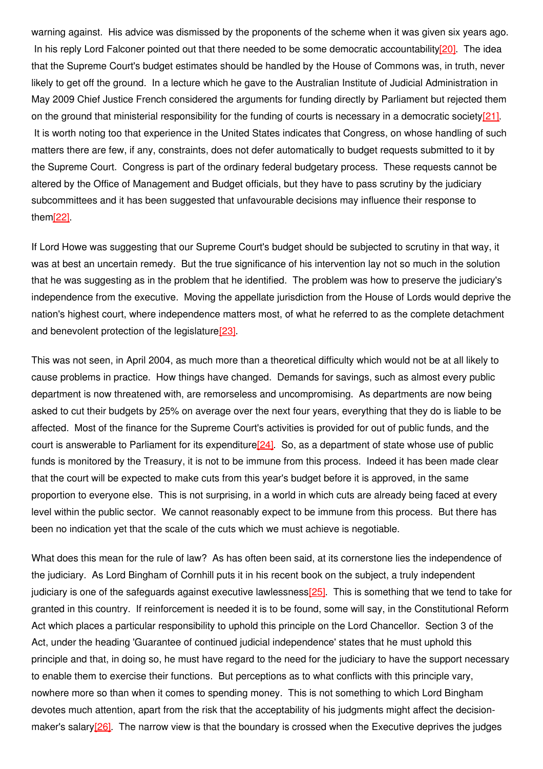warning against. His advice was dismissed by the proponents of the scheme when it was given six years ago. In his reply Lord Falconer pointed out that there needed to be some democratic accountability[20]. The idea that the Supreme Court's budget estimates should be handled by the House of Commons was, in truth, never likely to get off the ground. In a lecture which he gave to the Australian Institute of Judicial Administration in May 2009 Chief Justice French considered the arguments for funding directly by Parliament but rejected them on the ground that ministerial responsibility for the funding of courts is necessary in a democratic society[21]. It is worth noting too that experience in the United States indicates that Congress, on whose handling of such matters there are few, if any, constraints, does not defer automatically to budget requests submitted to it by the Supreme Court. Congress is part of the ordinary federal budgetary process. These requests cannot be altered by the Office of Management and Budget officials, but they have to pass scrutiny by the judiciary subcommittees and it has been suggested that unfavourable decisions may influence their response to them[22].

If Lord Howe was suggesting that our Supreme Court's budget should be subjected to scrutiny in that way, it was at best an uncertain remedy. But the true significance of his intervention lay not so much in the solution that he was suggesting as in the problem that he identified. The problem was how to preserve the judiciary's independence from the executive. Moving the appellate jurisdiction from the House of Lords would deprive the nation's highest court, where independence matters most, of what he referred to as the complete detachment and benevolent protection of the legislature[23].

This was not seen, in April 2004, as much more than a theoretical difficulty which would not be at all likely to cause problems in practice. How things have changed. Demands for savings, such as almost every public department is now threatened with, are remorseless and uncompromising. As departments are now being asked to cut their budgets by 25% on average over the next four years, everything that they do is liable to be affected. Most of the finance for the Supreme Court's activities is provided for out of public funds, and the court is answerable to Parliament for its expenditure[24]. So, as a department of state whose use of public funds is monitored by the Treasury, it is not to be immune from this process. Indeed it has been made clear that the court will be expected to make cuts from this year's budget before it is approved, in the same proportion to everyone else. This is not surprising, in a world in which cuts are already being faced at every level within the public sector. We cannot reasonably expect to be immune from this process. But there has been no indication yet that the scale of the cuts which we must achieve is negotiable.

What does this mean for the rule of law? As has often been said, at its cornerstone lies the independence of the judiciary. As Lord Bingham of Cornhill puts it in his recent book on the subject, a truly independent judiciary is one of the safeguards against executive lawlessness[25]. This is something that we tend to take for granted in this country. If reinforcement is needed it is to be found, some will say, in the Constitutional Reform Act which places a particular responsibility to uphold this principle on the Lord Chancellor. Section 3 of the Act, under the heading 'Guarantee of continued judicial independence' states that he must uphold this principle and that, in doing so, he must have regard to the need for the judiciary to have the support necessary to enable them to exercise their functions. But perceptions as to what conflicts with this principle vary, nowhere more so than when it comes to spending money. This is not something to which Lord Bingham devotes much attention, apart from the risk that the acceptability of his judgments might affect the decision-maker's salary[26]. The narrow view is that the boundary is crossed when the Executive deprives the judges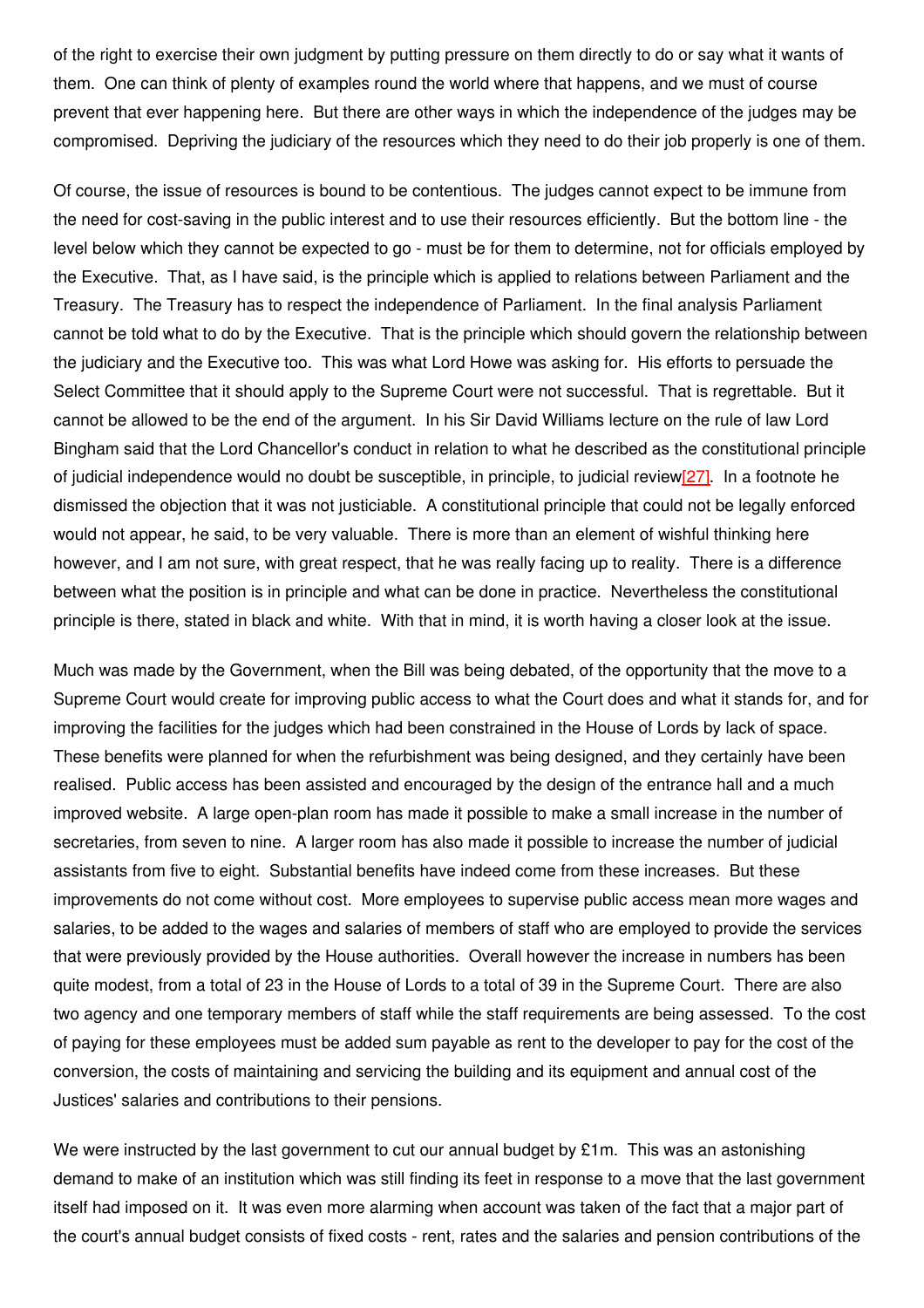of the right to exercise their own judgment by putting pressure on them directly to do or say what it wants of them. One can think of plenty of examples round the world where that happens, and we must of course prevent that ever happening here. But there are other ways in which the independence of the judges may be compromised. Depriving the judiciary of the resources which they need to do their job properly is one of them.

Of course, the issue of resources is bound to be contentious. The judges cannot expect to be immune from the need for cost-saving in the public interest and to use their resources efficiently. But the bottom line - the level below which they cannot be expected to go - must be for them to determine, not for officials employed by the Executive. That, as I have said, is the principle which is applied to relations between Parliament and the Treasury. The Treasury has to respect the independence of Parliament. In the final analysis Parliament cannot be told what to do by the Executive. That is the principle which should govern the relationship between the judiciary and the Executive too. This was what Lord Howe was asking for. His efforts to persuade the Select Committee that it should apply to the Supreme Court were not successful. That is regrettable. But it cannot be allowed to be the end of the argument. In his Sir David Williams lecture on the rule of law Lord Bingham said that the Lord Chancellor's conduct in relation to what he described as the constitutional principle of judicial independence would no doubt be susceptible, in principle, to judicial review[27]. In a footnote he dismissed the objection that it was not justiciable. A constitutional principle that could not be legally enforced would not appear, he said, to be very valuable. There is more than an element of wishful thinking here however, and I am not sure, with great respect, that he was really facing up to reality. There is a difference between what the position is in principle and what can be done in practice. Nevertheless the constitutional principle is there, stated in black and white. With that in mind, it is worth having a closer look at the issue.

Much was made by the Government, when the Bill was being debated, of the opportunity that the move to a Supreme Court would create for improving public access to what the Court does and what it stands for, and for improving the facilities for the judges which had been constrained in the House of Lords by lack of space. These benefits were planned for when the refurbishment was being designed, and they certainly have been realised. Public access has been assisted and encouraged by the design of the entrance hall and a much improved website. A large open-plan room has made it possible to make a small increase in the number of secretaries, from seven to nine. A larger room has also made it possible to increase the number of judicial assistants from five to eight. Substantial benefits have indeed come from these increases. But these improvements do not come without cost. More employees to supervise public access mean more wages and salaries, to be added to the wages and salaries of members of staff who are employed to provide the services that were previously provided by the House authorities. Overall however the increase in numbers has been quite modest, from a total of 23 in the House of Lords to a total of 39 in the Supreme Court. There are also two agency and one temporary members of staff while the staff requirements are being assessed. To the cost of paying for these employees must be added sum payable as rent to the developer to pay for the cost of the conversion, the costs of maintaining and servicing the building and its equipment and annual cost of the Justices' salaries and contributions to their pensions.

We were instructed by the last government to cut our annual budget by £1m. This was an astonishing demand to make of an institution which was still finding its feet in response to a move that the last government itself had imposed on it. It was even more alarming when account was taken of the fact that a major part of the court's annual budget consists of fixed costs - rent, rates and the salaries and pension contributions of the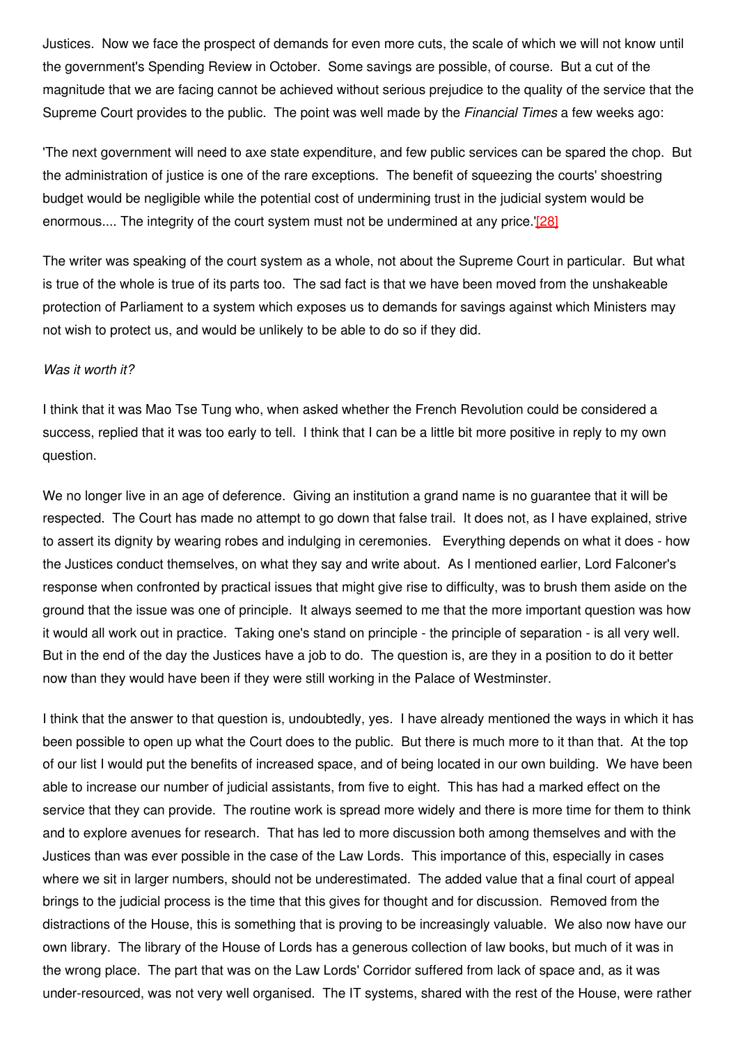Justices. Now we face the prospect of demands for even more cuts, the scale of which we will not know until the government's Spending Review in October. Some savings are possible, of course. But a cut of the magnitude that we are facing cannot be achieved without serious prejudice to the quality of the service that the Supreme Court provides to the public. The point was well made by the *Financial Times* a few weeks ago:

'The next government will need to axe state expenditure, and few public services can be spared the chop. But the administration of justice is one of the rare exceptions. The benefit of squeezing the courts' shoestring budget would be negligible while the potential cost of undermining trust in the judicial system would be enormous.... The integrity of the court system must not be undermined at any price.'[28]

The writer was speaking of the court system as a whole, not about the Supreme Court in particular. But what is true of the whole is true of its parts too. The sad fact is that we have been moved from the unshakeable protection of Parliament to a system which exposes us to demands for savings against which Ministers may not wish to protect us, and would be unlikely to be able to do so if they did.

*Was it worth it?*

I think that it was Mao Tse Tung who, when asked whether the French Revolution could be considered a success, replied that it was too early to tell. I think that I can be a little bit more positive in reply to my own question.

We no longer live in an age of deference. Giving an institution a grand name is no guarantee that it will be respected. The Court has made no attempt to go down that false trail. It does not, as I have explained, strive to assert its dignity by wearing robes and indulging in ceremonies. Everything depends on what it does - how the Justices conduct themselves, on what they say and write about. As I mentioned earlier, Lord Falconer's response when confronted by practical issues that might give rise to difficulty, was to brush them aside on the ground that the issue was one of principle. It always seemed to me that the more important question was how it would all work out in practice. Taking one's stand on principle - the principle of separation - is all very well. But in the end of the day the Justices have a job to do. The question is, are they in a position to do it better now than they would have been if they were still working in the Palace of Westminster.

I think that the answer to that question is, undoubtedly, yes. I have already mentioned the ways in which it has been possible to open up what the Court does to the public. But there is much more to it than that. At the top of our list I would put the benefits of increased space, and of being located in our own building. We have been able to increase our number of judicial assistants, from five to eight. This has had a marked effect on the service that they can provide. The routine work is spread more widely and there is more time for them to think and to explore avenues for research. That has led to more discussion both among themselves and with the Justices than was ever possible in the case of the Law Lords. This importance of this, especially in cases where we sit in larger numbers, should not be underestimated. The added value that a final court of appeal brings to the judicial process is the time that this gives for thought and for discussion. Removed from the distractions of the House, this is something that is proving to be increasingly valuable. We also now have our own library. The library of the House of Lords has a generous collection of law books, but much of it was in the wrong place. The part that was on the Law Lords' Corridor suffered from lack of space and, as it was under-resourced, was not very well organised. The IT systems, shared with the rest of the House, were rather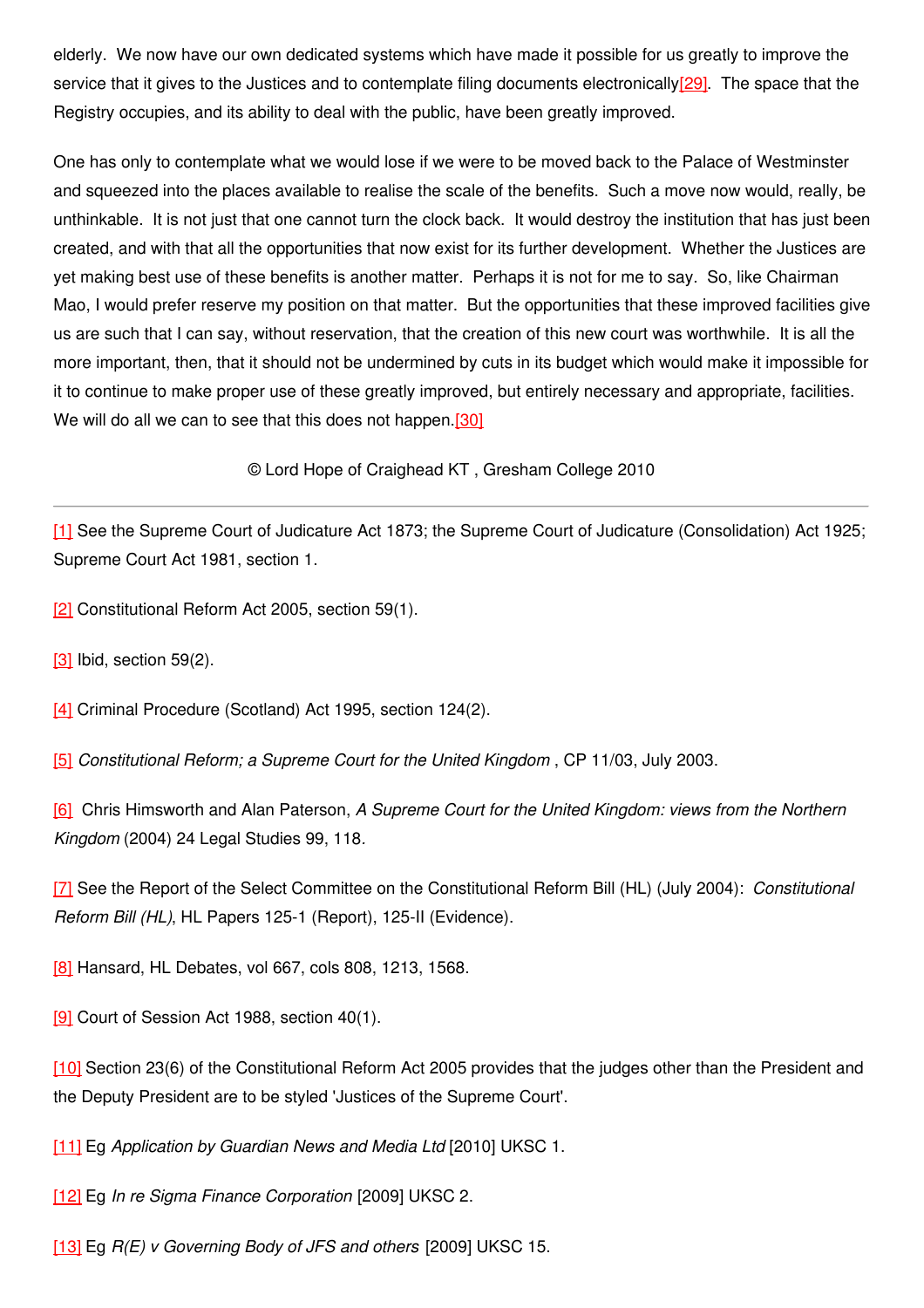elderly. We now have our own dedicated systems which have made it possible for us greatly to improve the service that it gives to the Justices and to contemplate filing documents electronically[29]. The space that the Registry occupies, and its ability to deal with the public, have been greatly improved.

One has only to contemplate what we would lose if we were to be moved back to the Palace of Westminster and squeezed into the places available to realise the scale of the benefits. Such a move now would, really, be unthinkable. It is not just that one cannot turn the clock back. It would destroy the institution that has just been created, and with that all the opportunities that now exist for its further development. Whether the Justices are yet making best use of these benefits is another matter. Perhaps it is not for me to say. So, like Chairman Mao, I would prefer reserve my position on that matter. But the opportunities that these improved facilities give us are such that I can say, without reservation, that the creation of this new court was worthwhile. It is all the more important, then, that it should not be undermined by cuts in its budget which would make it impossible for it to continue to make proper use of these greatly improved, but entirely necessary and appropriate, facilities. We will do all we can to see that this does not happen.[30]

© Lord Hope of Craighead KT , Gresham College 2010

---

[1] See the Supreme Court of Judicature Act 1873; the Supreme Court of Judicature (Consolidation) Act 1925; Supreme Court Act 1981, section 1.

[2] Constitutional Reform Act 2005, section 59(1).

[3] Ibid, section 59(2).

[4] Criminal Procedure (Scotland) Act 1995, section 124(2).

[5] *Constitutional Reform; a Supreme Court for the United Kingdom* , CP 11/03, July 2003.

[6] Chris Himsworth and Alan Paterson, *A Supreme Court for the United Kingdom: views from the Northern Kingdom* (2004) 24 Legal Studies 99, 118.

[7] See the Report of the Select Committee on the Constitutional Reform Bill (HL) (July 2004): *Constitutional Reform Bill (HL)*, HL Papers 125-1 (Report), 125-II (Evidence).

[8] Hansard, HL Debates, vol 667, cols 808, 1213, 1568.

[9] Court of Session Act 1988, section 40(1).

[10] Section 23(6) of the Constitutional Reform Act 2005 provides that the judges other than the President and the Deputy President are to be styled 'Justices of the Supreme Court'.

[11] Eg *Application by Guardian News and Media Ltd* [2010] UKSC 1.

[12] Eg *In re Sigma Finance Corporation* [2009] UKSC 2.

[13] Eg *R(E) v Governing Body of JFS and others* [2009] UKSC 15.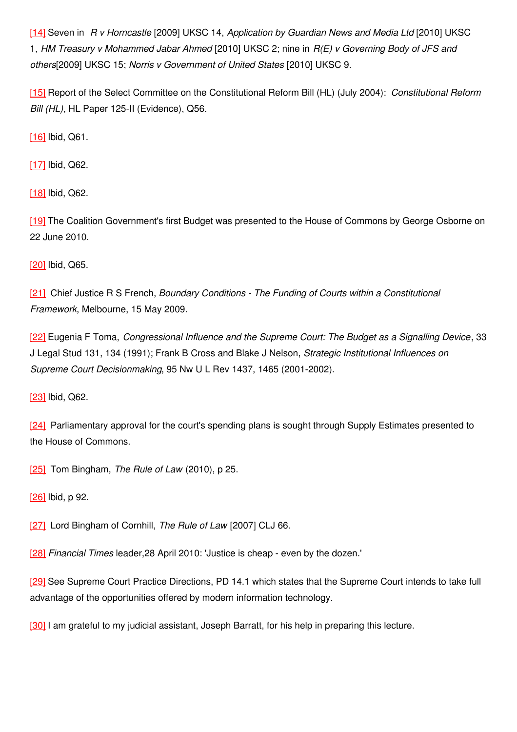[14] Seven in *R v Horncastle* [2009] UKSC 14, *Application by Guardian News and Media Ltd* [2010] UKSC 1, *HM Treasury v Mohammed Jabar Ahmed* [2010] UKSC 2; nine in *R(E) v Governing Body of JFS and others*[2009] UKSC 15; *Norris v Government of United States* [2010] UKSC 9.

[15] Report of the Select Committee on the Constitutional Reform Bill (HL) (July 2004): *Constitutional Reform Bill (HL)*, HL Paper 125-II (Evidence), Q56.

[16] Ibid, Q61.

[17] Ibid, Q62.

[18] Ibid, Q62.

[19] The Coalition Government's first Budget was presented to the House of Commons by George Osborne on 22 June 2010.

[20] Ibid, Q65.

[21] Chief Justice R S French, *Boundary Conditions - The Funding of Courts within a Constitutional Framework*, Melbourne, 15 May 2009.

[22] Eugenia F Toma, *Congressional Influence and the Supreme Court: The Budget as a Signalling Device*, 33 J Legal Stud 131, 134 (1991); Frank B Cross and Blake J Nelson, *Strategic Institutional Influences on Supreme Court Decisionmaking*, 95 Nw U L Rev 1437, 1465 (2001-2002).

[23] Ibid, Q62.

[24] Parliamentary approval for the court's spending plans is sought through Supply Estimates presented to the House of Commons.

[25] Tom Bingham, *The Rule of Law* (2010), p 25.

[26] Ibid, p 92.

[27] Lord Bingham of Cornhill, *The Rule of Law* [2007] CLJ 66.

[28] *Financial Times* leader,28 April 2010: 'Justice is cheap - even by the dozen.'

[29] See Supreme Court Practice Directions, PD 14.1 which states that the Supreme Court intends to take full advantage of the opportunities offered by modern information technology.

[30] I am grateful to my judicial assistant, Joseph Barratt, for his help in preparing this lecture.